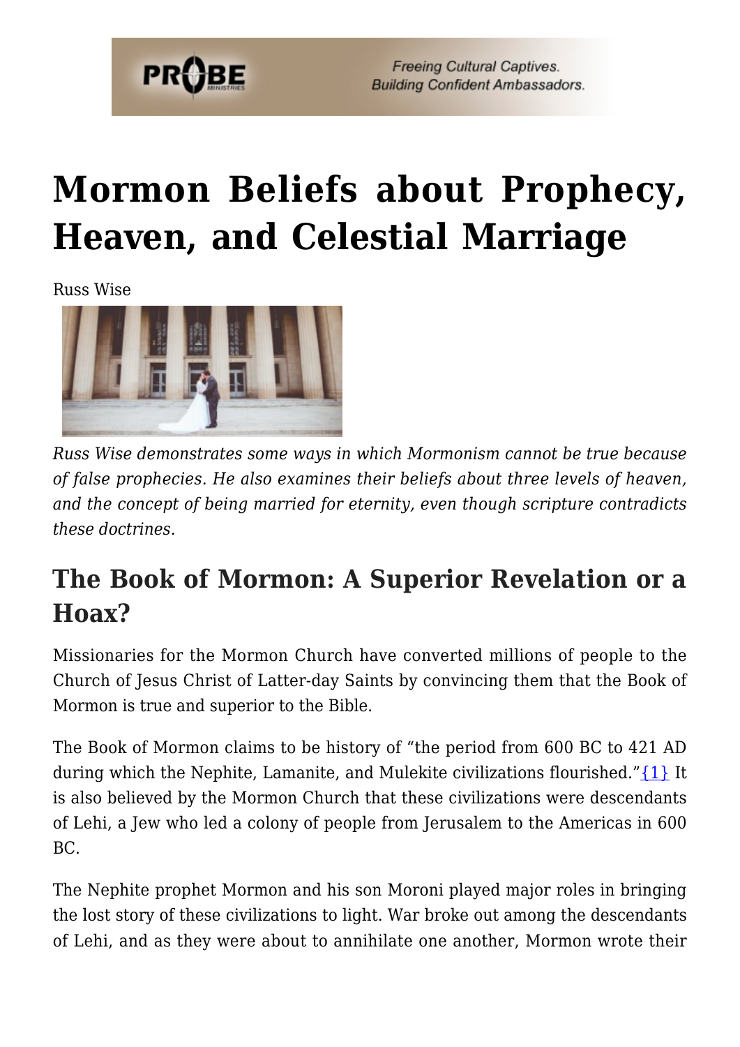# Mormon Beliefs about Prophecy, Heaven, and Celestial Marriage

Russ Wise

*Russ Wise demonstrates some ways in which Mormonism cannot be true because of false prophecies. He also examines their beliefs about three levels of heaven, and the concept of being married for eternity, even though scripture contradicts these doctrines.*

## The Book of Mormon: A Superior Revelation or a Hoax?

Missionaries for the Mormon Church have converted millions of people to the Church of Jesus Christ of Latter-day Saints by convincing them that the Book of Mormon is true and superior to the Bible.

The Book of Mormon claims to be history of "the period from 600 BC to 421 AD during which the Nephite, Lamanite, and Mulekite civilizations flourished."{1} It is also believed by the Mormon Church that these civilizations were descendants of Lehi, a Jew who led a colony of people from Jerusalem to the Americas in 600 BC.

The Nephite prophet Mormon and his son Moroni played major roles in bringing the lost story of these civilizations to light. War broke out among the descendants of Lehi, and as they were about to annihilate one another, Mormon wrote their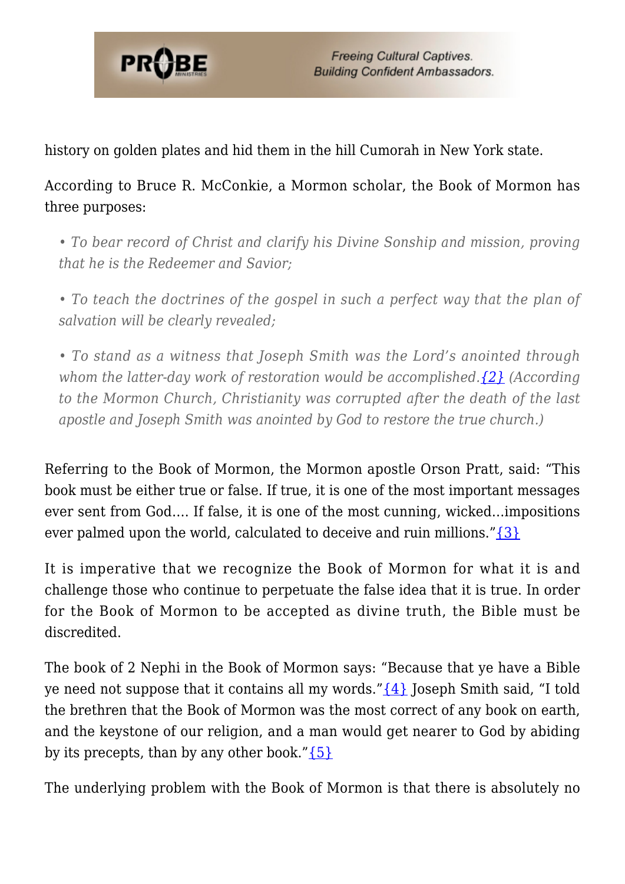history on golden plates and hid them in the hill Cumorah in New York state.

According to Bruce R. McConkie, a Mormon scholar, the Book of Mormon has three purposes:

> *• To bear record of Christ and clarify his Divine Sonship and mission, proving that he is the Redeemer and Savior;*
>
> *• To teach the doctrines of the gospel in such a perfect way that the plan of salvation will be clearly revealed;*
>
> *• To stand as a witness that Joseph Smith was the Lord's anointed through whom the latter-day work of restoration would be accomplished.{2} (According to the Mormon Church, Christianity was corrupted after the death of the last apostle and Joseph Smith was anointed by God to restore the true church.)*

Referring to the Book of Mormon, the Mormon apostle Orson Pratt, said: "This book must be either true or false. If true, it is one of the most important messages ever sent from God…. If false, it is one of the most cunning, wicked…impositions ever palmed upon the world, calculated to deceive and ruin millions."{3}

It is imperative that we recognize the Book of Mormon for what it is and challenge those who continue to perpetuate the false idea that it is true. In order for the Book of Mormon to be accepted as divine truth, the Bible must be discredited.

The book of 2 Nephi in the Book of Mormon says: "Because that ye have a Bible ye need not suppose that it contains all my words."{4} Joseph Smith said, "I told the brethren that the Book of Mormon was the most correct of any book on earth, and the keystone of our religion, and a man would get nearer to God by abiding by its precepts, than by any other book."{5}

The underlying problem with the Book of Mormon is that there is absolutely no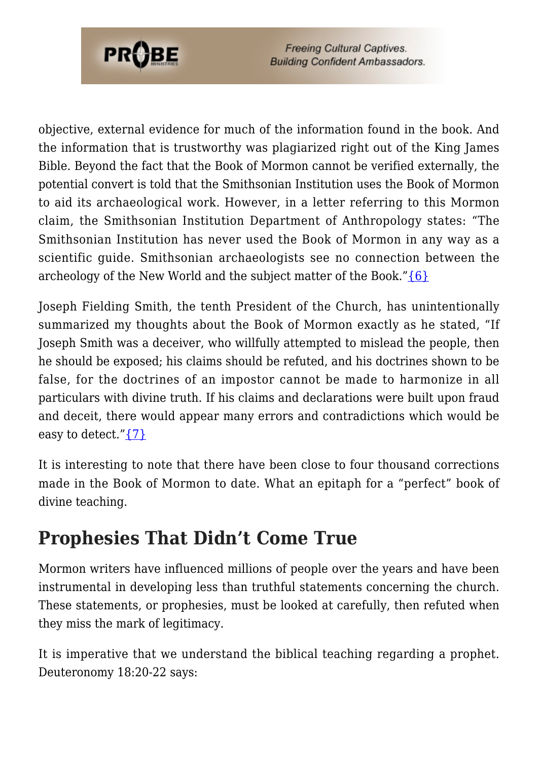objective, external evidence for much of the information found in the book. And the information that is trustworthy was plagiarized right out of the King James Bible. Beyond the fact that the Book of Mormon cannot be verified externally, the potential convert is told that the Smithsonian Institution uses the Book of Mormon to aid its archaeological work. However, in a letter referring to this Mormon claim, the Smithsonian Institution Department of Anthropology states: "The Smithsonian Institution has never used the Book of Mormon in any way as a scientific guide. Smithsonian archaeologists see no connection between the archeology of the New World and the subject matter of the Book."{6}

Joseph Fielding Smith, the tenth President of the Church, has unintentionally summarized my thoughts about the Book of Mormon exactly as he stated, "If Joseph Smith was a deceiver, who willfully attempted to mislead the people, then he should be exposed; his claims should be refuted, and his doctrines shown to be false, for the doctrines of an impostor cannot be made to harmonize in all particulars with divine truth. If his claims and declarations were built upon fraud and deceit, there would appear many errors and contradictions which would be easy to detect."{7}

It is interesting to note that there have been close to four thousand corrections made in the Book of Mormon to date. What an epitaph for a "perfect" book of divine teaching.

## Prophesies That Didn't Come True

Mormon writers have influenced millions of people over the years and have been instrumental in developing less than truthful statements concerning the church. These statements, or prophesies, must be looked at carefully, then refuted when they miss the mark of legitimacy.

It is imperative that we understand the biblical teaching regarding a prophet. Deuteronomy 18:20-22 says: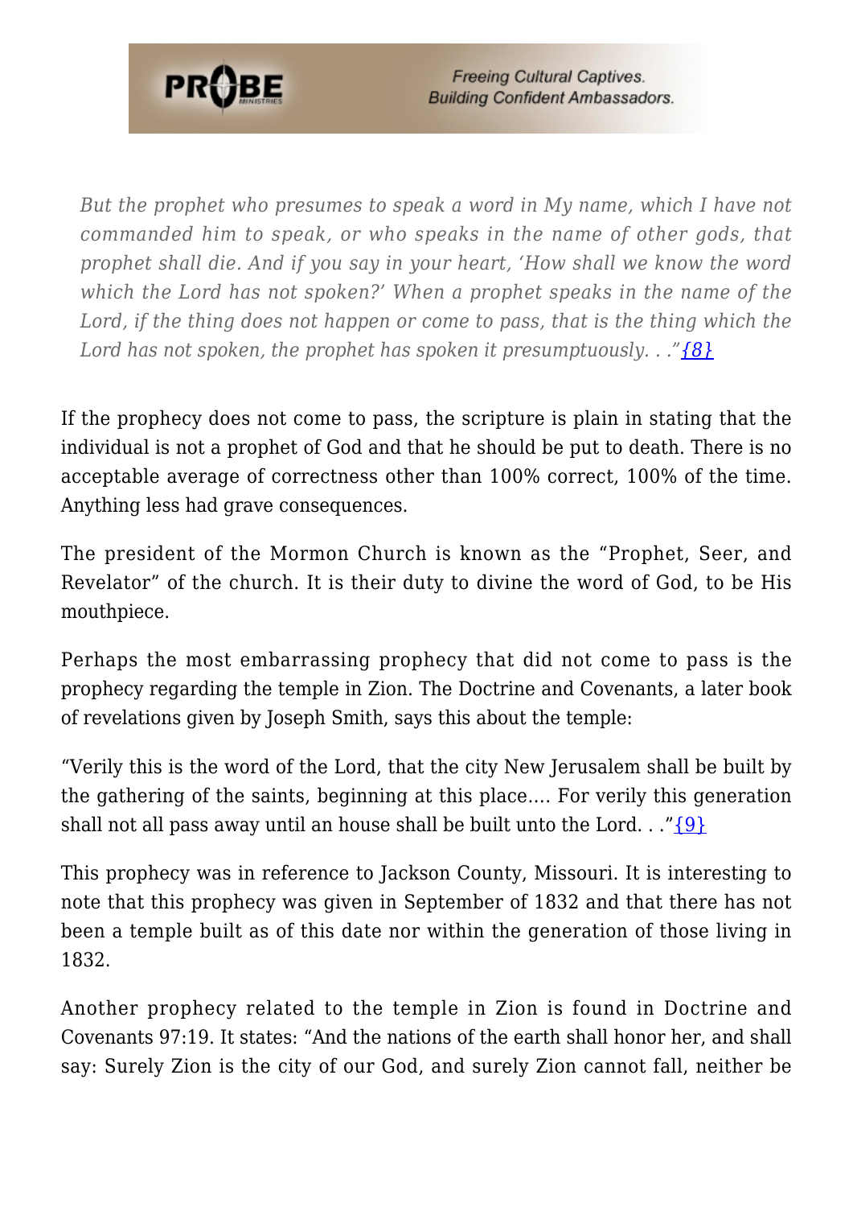> *But the prophet who presumes to speak a word in My name, which I have not commanded him to speak, or who speaks in the name of other gods, that prophet shall die. And if you say in your heart, 'How shall we know the word which the Lord has not spoken?' When a prophet speaks in the name of the Lord, if the thing does not happen or come to pass, that is the thing which the Lord has not spoken, the prophet has spoken it presumptuously. . ."*{8}

If the prophecy does not come to pass, the scripture is plain in stating that the individual is not a prophet of God and that he should be put to death. There is no acceptable average of correctness other than 100% correct, 100% of the time. Anything less had grave consequences.

The president of the Mormon Church is known as the "Prophet, Seer, and Revelator" of the church. It is their duty to divine the word of God, to be His mouthpiece.

Perhaps the most embarrassing prophecy that did not come to pass is the prophecy regarding the temple in Zion. The Doctrine and Covenants, a later book of revelations given by Joseph Smith, says this about the temple:

"Verily this is the word of the Lord, that the city New Jerusalem shall be built by the gathering of the saints, beginning at this place…. For verily this generation shall not all pass away until an house shall be built unto the Lord. . ."{9}

This prophecy was in reference to Jackson County, Missouri. It is interesting to note that this prophecy was given in September of 1832 and that there has not been a temple built as of this date nor within the generation of those living in 1832.

Another prophecy related to the temple in Zion is found in Doctrine and Covenants 97:19. It states: "And the nations of the earth shall honor her, and shall say: Surely Zion is the city of our God, and surely Zion cannot fall, neither be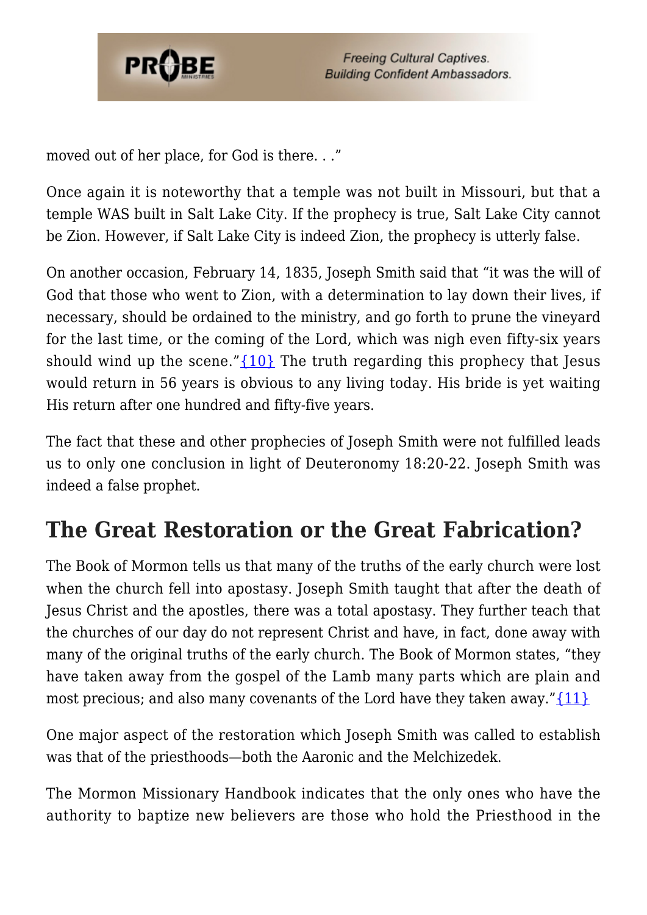moved out of her place, for God is there. . .”

Once again it is noteworthy that a temple was not built in Missouri, but that a temple WAS built in Salt Lake City. If the prophecy is true, Salt Lake City cannot be Zion. However, if Salt Lake City is indeed Zion, the prophecy is utterly false.

On another occasion, February 14, 1835, Joseph Smith said that “it was the will of God that those who went to Zion, with a determination to lay down their lives, if necessary, should be ordained to the ministry, and go forth to prune the vineyard for the last time, or the coming of the Lord, which was nigh even fifty-six years should wind up the scene.”{10} The truth regarding this prophecy that Jesus would return in 56 years is obvious to any living today. His bride is yet waiting His return after one hundred and fifty-five years.

The fact that these and other prophecies of Joseph Smith were not fulfilled leads us to only one conclusion in light of Deuteronomy 18:20-22. Joseph Smith was indeed a false prophet.

## The Great Restoration or the Great Fabrication?

The Book of Mormon tells us that many of the truths of the early church were lost when the church fell into apostasy. Joseph Smith taught that after the death of Jesus Christ and the apostles, there was a total apostasy. They further teach that the churches of our day do not represent Christ and have, in fact, done away with many of the original truths of the early church. The Book of Mormon states, “they have taken away from the gospel of the Lamb many parts which are plain and most precious; and also many covenants of the Lord have they taken away.”{11}

One major aspect of the restoration which Joseph Smith was called to establish was that of the priesthoods—both the Aaronic and the Melchizedek.

The Mormon Missionary Handbook indicates that the only ones who have the authority to baptize new believers are those who hold the Priesthood in the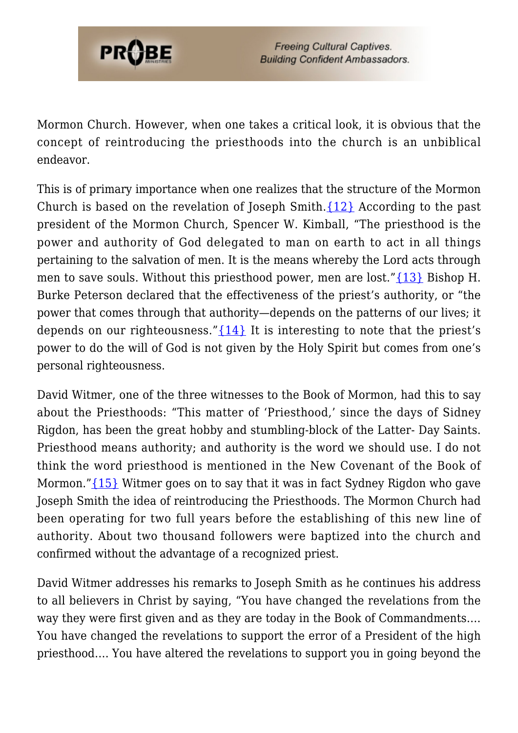Mormon Church. However, when one takes a critical look, it is obvious that the concept of reintroducing the priesthoods into the church is an unbiblical endeavor.

This is of primary importance when one realizes that the structure of the Mormon Church is based on the revelation of Joseph Smith.{12} According to the past president of the Mormon Church, Spencer W. Kimball, "The priesthood is the power and authority of God delegated to man on earth to act in all things pertaining to the salvation of men. It is the means whereby the Lord acts through men to save souls. Without this priesthood power, men are lost."{13} Bishop H. Burke Peterson declared that the effectiveness of the priest's authority, or "the power that comes through that authority—depends on the patterns of our lives; it depends on our righteousness."{14} It is interesting to note that the priest's power to do the will of God is not given by the Holy Spirit but comes from one's personal righteousness.

David Witmer, one of the three witnesses to the Book of Mormon, had this to say about the Priesthoods: "This matter of 'Priesthood,' since the days of Sidney Rigdon, has been the great hobby and stumbling-block of the Latter- Day Saints. Priesthood means authority; and authority is the word we should use. I do not think the word priesthood is mentioned in the New Covenant of the Book of Mormon."{15} Witmer goes on to say that it was in fact Sydney Rigdon who gave Joseph Smith the idea of reintroducing the Priesthoods. The Mormon Church had been operating for two full years before the establishing of this new line of authority. About two thousand followers were baptized into the church and confirmed without the advantage of a recognized priest.

David Witmer addresses his remarks to Joseph Smith as he continues his address to all believers in Christ by saying, "You have changed the revelations from the way they were first given and as they are today in the Book of Commandments.... You have changed the revelations to support the error of a President of the high priesthood.... You have altered the revelations to support you in going beyond the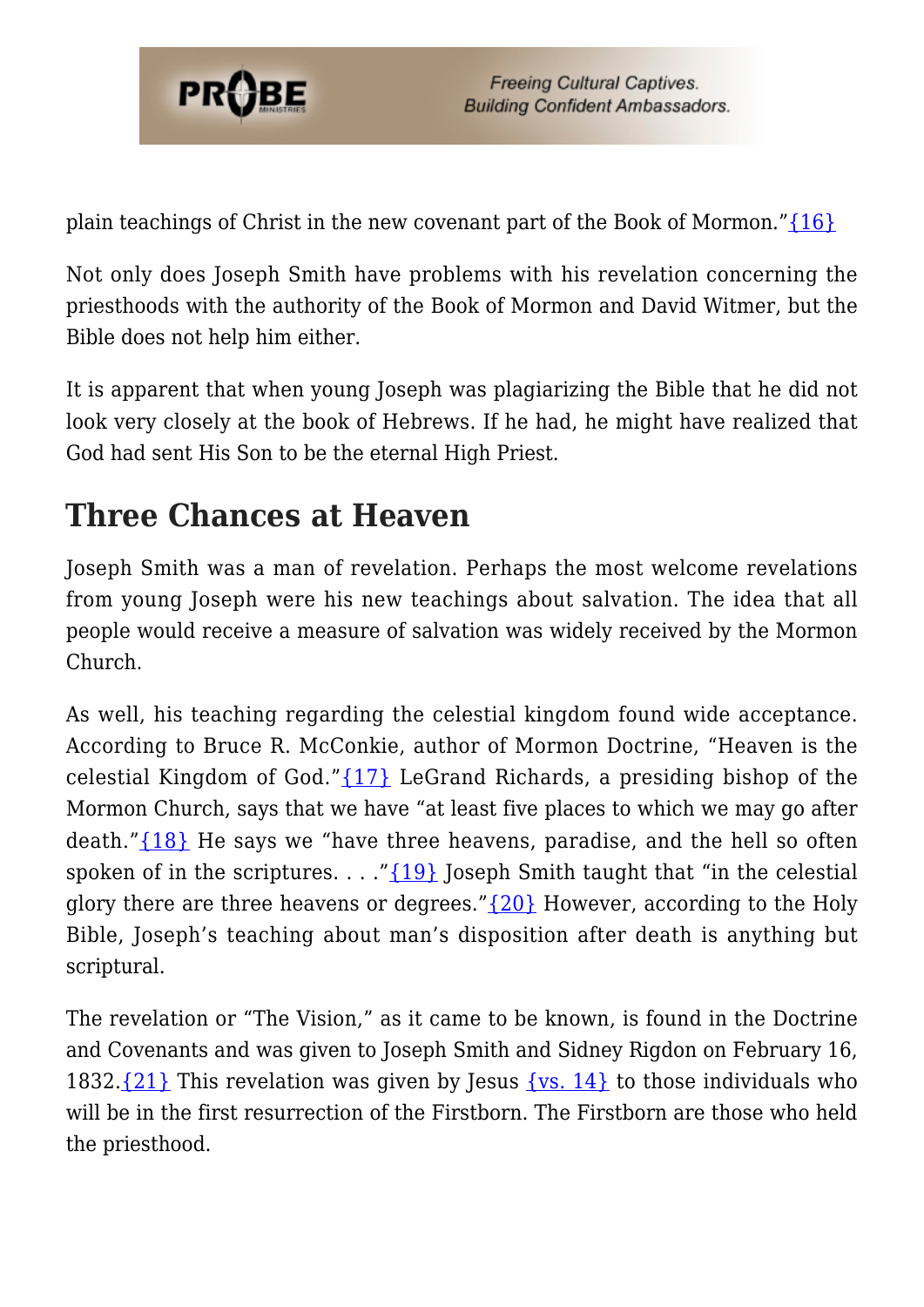plain teachings of Christ in the new covenant part of the Book of Mormon."{16}

Not only does Joseph Smith have problems with his revelation concerning the priesthoods with the authority of the Book of Mormon and David Witmer, but the Bible does not help him either.

It is apparent that when young Joseph was plagiarizing the Bible that he did not look very closely at the book of Hebrews. If he had, he might have realized that God had sent His Son to be the eternal High Priest.

## Three Chances at Heaven

Joseph Smith was a man of revelation. Perhaps the most welcome revelations from young Joseph were his new teachings about salvation. The idea that all people would receive a measure of salvation was widely received by the Mormon Church.

As well, his teaching regarding the celestial kingdom found wide acceptance. According to Bruce R. McConkie, author of Mormon Doctrine, "Heaven is the celestial Kingdom of God."{17} LeGrand Richards, a presiding bishop of the Mormon Church, says that we have "at least five places to which we may go after death."{18} He says we "have three heavens, paradise, and the hell so often spoken of in the scriptures. . . ."{19} Joseph Smith taught that "in the celestial glory there are three heavens or degrees."{20} However, according to the Holy Bible, Joseph's teaching about man's disposition after death is anything but scriptural.

The revelation or "The Vision," as it came to be known, is found in the Doctrine and Covenants and was given to Joseph Smith and Sidney Rigdon on February 16, 1832.{21} This revelation was given by Jesus {vs. 14} to those individuals who will be in the first resurrection of the Firstborn. The Firstborn are those who held the priesthood.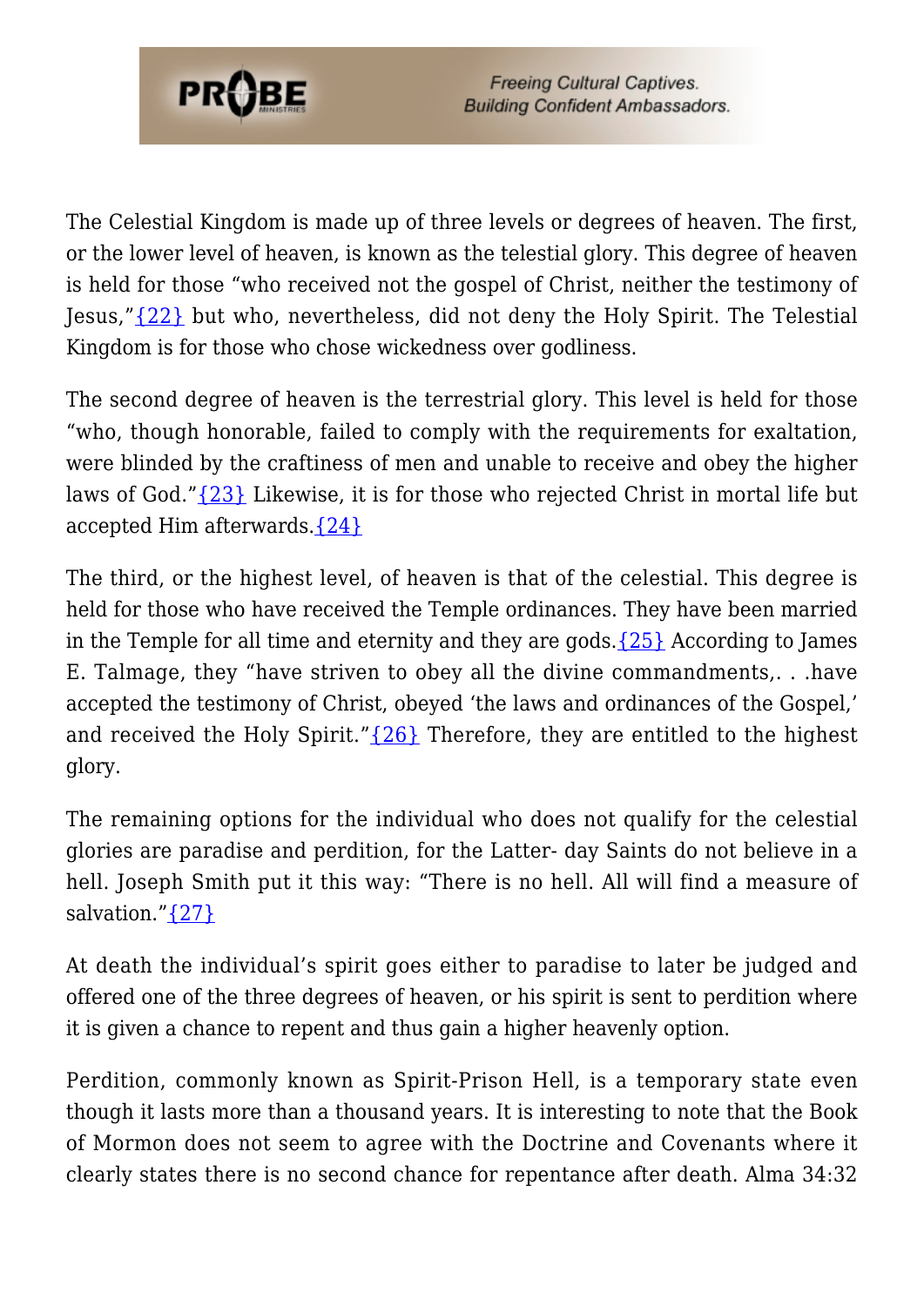The Celestial Kingdom is made up of three levels or degrees of heaven. The first, or the lower level of heaven, is known as the telestial glory. This degree of heaven is held for those "who received not the gospel of Christ, neither the testimony of Jesus,"{22} but who, nevertheless, did not deny the Holy Spirit. The Telestial Kingdom is for those who chose wickedness over godliness.

The second degree of heaven is the terrestrial glory. This level is held for those "who, though honorable, failed to comply with the requirements for exaltation, were blinded by the craftiness of men and unable to receive and obey the higher laws of God."{23} Likewise, it is for those who rejected Christ in mortal life but accepted Him afterwards.{24}

The third, or the highest level, of heaven is that of the celestial. This degree is held for those who have received the Temple ordinances. They have been married in the Temple for all time and eternity and they are gods.{25} According to James E. Talmage, they "have striven to obey all the divine commandments,. . .have accepted the testimony of Christ, obeyed 'the laws and ordinances of the Gospel,' and received the Holy Spirit."{26} Therefore, they are entitled to the highest glory.

The remaining options for the individual who does not qualify for the celestial glories are paradise and perdition, for the Latter- day Saints do not believe in a hell. Joseph Smith put it this way: "There is no hell. All will find a measure of salvation."{27}

At death the individual's spirit goes either to paradise to later be judged and offered one of the three degrees of heaven, or his spirit is sent to perdition where it is given a chance to repent and thus gain a higher heavenly option.

Perdition, commonly known as Spirit-Prison Hell, is a temporary state even though it lasts more than a thousand years. It is interesting to note that the Book of Mormon does not seem to agree with the Doctrine and Covenants where it clearly states there is no second chance for repentance after death. Alma 34:32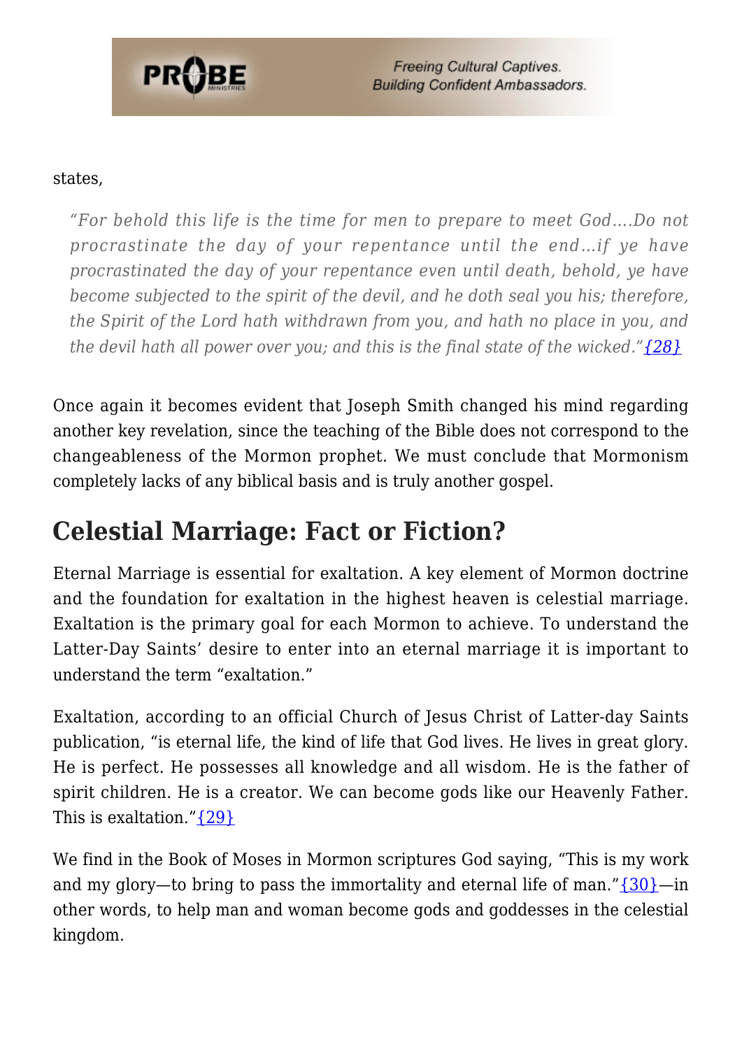states,

> *"For behold this life is the time for men to prepare to meet God….Do not procrastinate the day of your repentance until the end…if ye have procrastinated the day of your repentance even until death, behold, ye have become subjected to the spirit of the devil, and he doth seal you his; therefore, the Spirit of the Lord hath withdrawn from you, and hath no place in you, and the devil hath all power over you; and this is the final state of the wicked."*{28}

Once again it becomes evident that Joseph Smith changed his mind regarding another key revelation, since the teaching of the Bible does not correspond to the changeableness of the Mormon prophet. We must conclude that Mormonism completely lacks of any biblical basis and is truly another gospel.

## Celestial Marriage: Fact or Fiction?

Eternal Marriage is essential for exaltation. A key element of Mormon doctrine and the foundation for exaltation in the highest heaven is celestial marriage. Exaltation is the primary goal for each Mormon to achieve. To understand the Latter-Day Saints' desire to enter into an eternal marriage it is important to understand the term "exaltation."

Exaltation, according to an official Church of Jesus Christ of Latter-day Saints publication, "is eternal life, the kind of life that God lives. He lives in great glory. He is perfect. He possesses all knowledge and all wisdom. He is the father of spirit children. He is a creator. We can become gods like our Heavenly Father. This is exaltation."{29}

We find in the Book of Moses in Mormon scriptures God saying, "This is my work and my glory—to bring to pass the immortality and eternal life of man."{30}—in other words, to help man and woman become gods and goddesses in the celestial kingdom.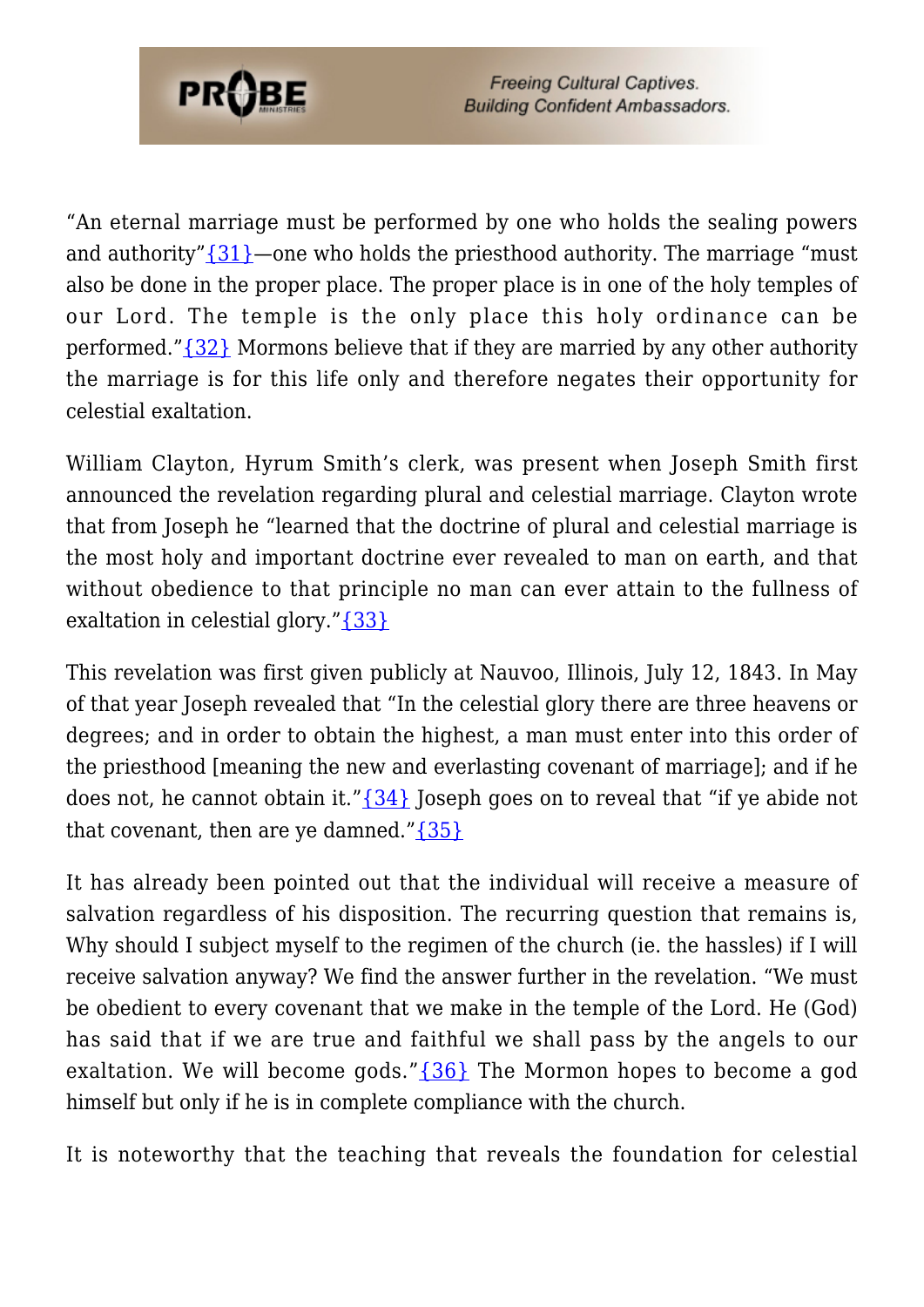"An eternal marriage must be performed by one who holds the sealing powers and authority"{31}—one who holds the priesthood authority. The marriage "must also be done in the proper place. The proper place is in one of the holy temples of our Lord. The temple is the only place this holy ordinance can be performed."{32} Mormons believe that if they are married by any other authority the marriage is for this life only and therefore negates their opportunity for celestial exaltation.

William Clayton, Hyrum Smith's clerk, was present when Joseph Smith first announced the revelation regarding plural and celestial marriage. Clayton wrote that from Joseph he "learned that the doctrine of plural and celestial marriage is the most holy and important doctrine ever revealed to man on earth, and that without obedience to that principle no man can ever attain to the fullness of exaltation in celestial glory."{33}

This revelation was first given publicly at Nauvoo, Illinois, July 12, 1843. In May of that year Joseph revealed that "In the celestial glory there are three heavens or degrees; and in order to obtain the highest, a man must enter into this order of the priesthood [meaning the new and everlasting covenant of marriage]; and if he does not, he cannot obtain it."{34} Joseph goes on to reveal that "if ye abide not that covenant, then are ye damned."{35}

It has already been pointed out that the individual will receive a measure of salvation regardless of his disposition. The recurring question that remains is, Why should I subject myself to the regimen of the church (ie. the hassles) if I will receive salvation anyway? We find the answer further in the revelation. "We must be obedient to every covenant that we make in the temple of the Lord. He (God) has said that if we are true and faithful we shall pass by the angels to our exaltation. We will become gods."{36} The Mormon hopes to become a god himself but only if he is in complete compliance with the church.

It is noteworthy that the teaching that reveals the foundation for celestial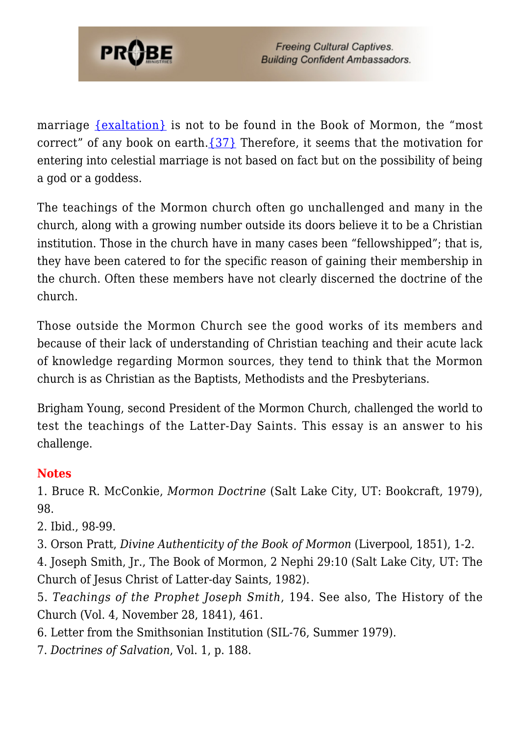marriage {exaltation} is not to be found in the Book of Mormon, the "most correct" of any book on earth.{37} Therefore, it seems that the motivation for entering into celestial marriage is not based on fact but on the possibility of being a god or a goddess.

The teachings of the Mormon church often go unchallenged and many in the church, along with a growing number outside its doors believe it to be a Christian institution. Those in the church have in many cases been "fellowshipped"; that is, they have been catered to for the specific reason of gaining their membership in the church. Often these members have not clearly discerned the doctrine of the church.

Those outside the Mormon Church see the good works of its members and because of their lack of understanding of Christian teaching and their acute lack of knowledge regarding Mormon sources, they tend to think that the Mormon church is as Christian as the Baptists, Methodists and the Presbyterians.

Brigham Young, second President of the Mormon Church, challenged the world to test the teachings of the Latter-Day Saints. This essay is an answer to his challenge.

## Notes

1. Bruce R. McConkie, *Mormon Doctrine* (Salt Lake City, UT: Bookcraft, 1979), 98.
2. Ibid., 98-99.
3. Orson Pratt, *Divine Authenticity of the Book of Mormon* (Liverpool, 1851), 1-2.
4. Joseph Smith, Jr., The Book of Mormon, 2 Nephi 29:10 (Salt Lake City, UT: The Church of Jesus Christ of Latter-day Saints, 1982).
5. *Teachings of the Prophet Joseph Smith*, 194. See also, The History of the Church (Vol. 4, November 28, 1841), 461.
6. Letter from the Smithsonian Institution (SIL-76, Summer 1979).
7. *Doctrines of Salvation*, Vol. 1, p. 188.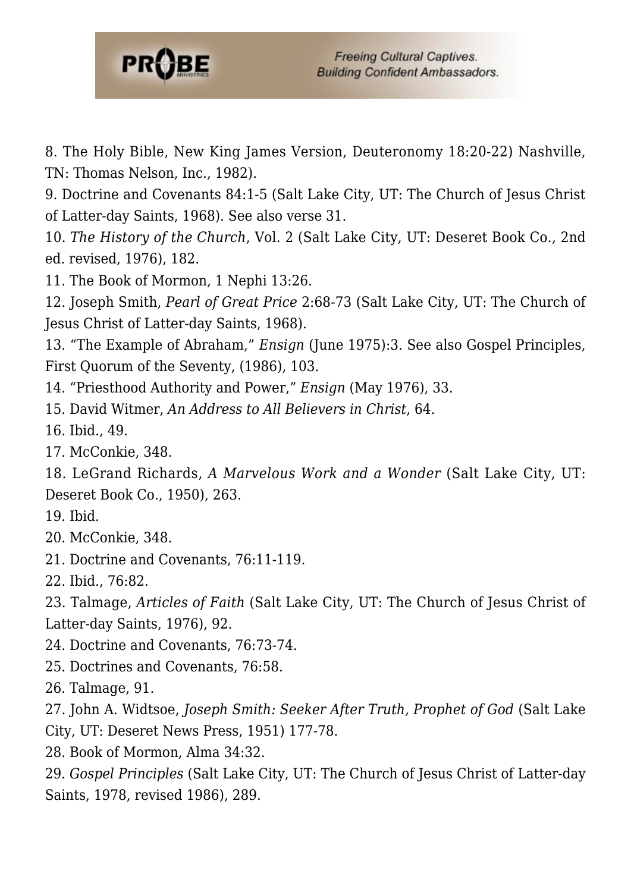8. The Holy Bible, New King James Version, Deuteronomy 18:20-22) Nashville, TN: Thomas Nelson, Inc., 1982).
9. Doctrine and Covenants 84:1-5 (Salt Lake City, UT: The Church of Jesus Christ of Latter-day Saints, 1968). See also verse 31.
10. *The History of the Church*, Vol. 2 (Salt Lake City, UT: Deseret Book Co., 2nd ed. revised, 1976), 182.
11. The Book of Mormon, 1 Nephi 13:26.
12. Joseph Smith, *Pearl of Great Price* 2:68-73 (Salt Lake City, UT: The Church of Jesus Christ of Latter-day Saints, 1968).
13. "The Example of Abraham," *Ensign* (June 1975):3. See also Gospel Principles, First Quorum of the Seventy, (1986), 103.
14. "Priesthood Authority and Power," *Ensign* (May 1976), 33.
15. David Witmer, *An Address to All Believers in Christ*, 64.
16. Ibid., 49.
17. McConkie, 348.
18. LeGrand Richards, *A Marvelous Work and a Wonder* (Salt Lake City, UT: Deseret Book Co., 1950), 263.
19. Ibid.
20. McConkie, 348.
21. Doctrine and Covenants, 76:11-119.
22. Ibid., 76:82.
23. Talmage, *Articles of Faith* (Salt Lake City, UT: The Church of Jesus Christ of Latter-day Saints, 1976), 92.
24. Doctrine and Covenants, 76:73-74.
25. Doctrines and Covenants, 76:58.
26. Talmage, 91.
27. John A. Widtsoe, *Joseph Smith: Seeker After Truth, Prophet of God* (Salt Lake City, UT: Deseret News Press, 1951) 177-78.
28. Book of Mormon, Alma 34:32.
29. *Gospel Principles* (Salt Lake City, UT: The Church of Jesus Christ of Latter-day Saints, 1978, revised 1986), 289.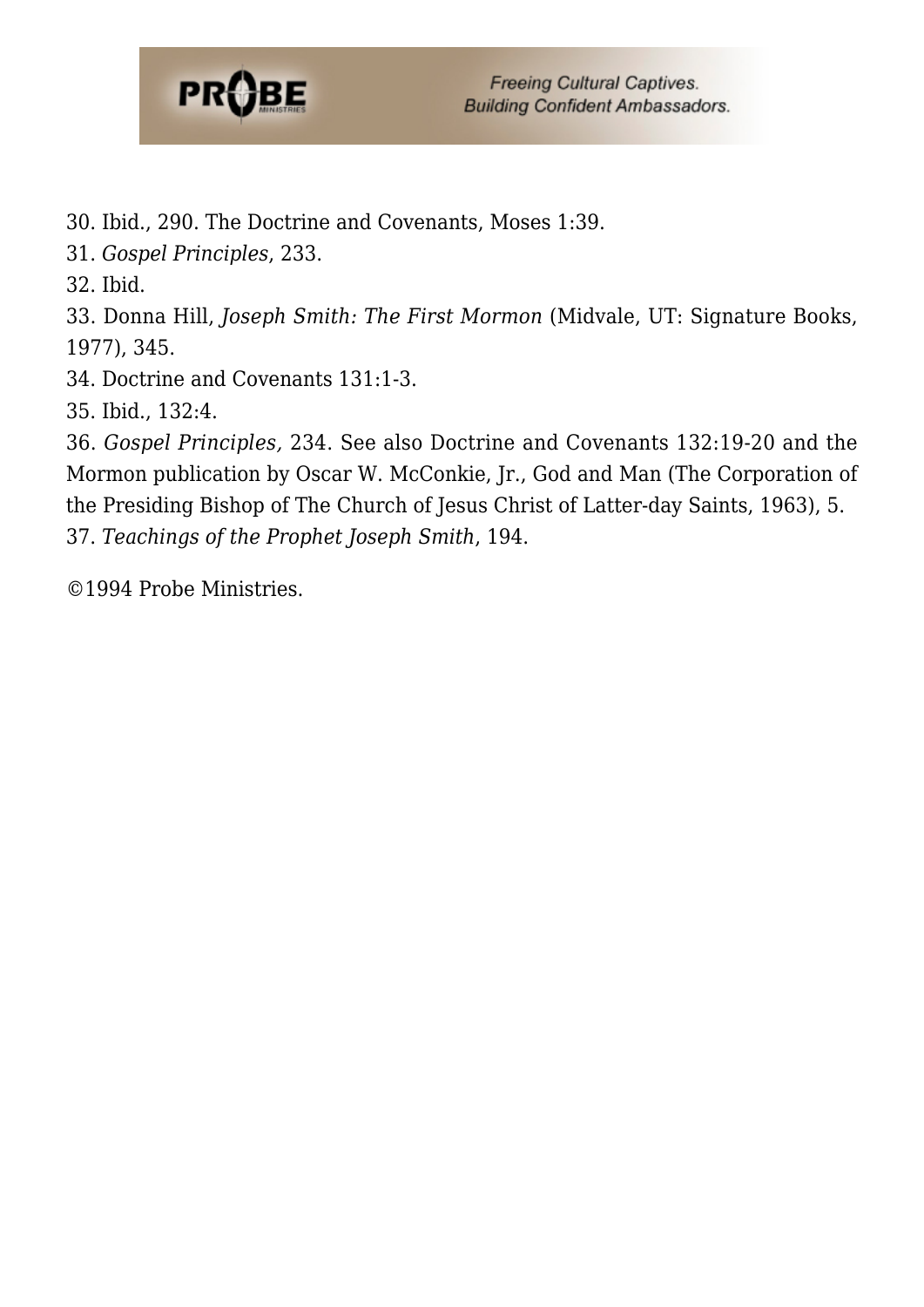30. Ibid., 290. The Doctrine and Covenants, Moses 1:39.
31. *Gospel Principles*, 233.
32. Ibid.
33. Donna Hill, *Joseph Smith: The First Mormon* (Midvale, UT: Signature Books, 1977), 345.
34. Doctrine and Covenants 131:1-3.
35. Ibid., 132:4.
36. *Gospel Principles,* 234. See also Doctrine and Covenants 132:19-20 and the Mormon publication by Oscar W. McConkie, Jr., God and Man (The Corporation of the Presiding Bishop of The Church of Jesus Christ of Latter-day Saints, 1963), 5.
37. *Teachings of the Prophet Joseph Smith*, 194.

©1994 Probe Ministries.